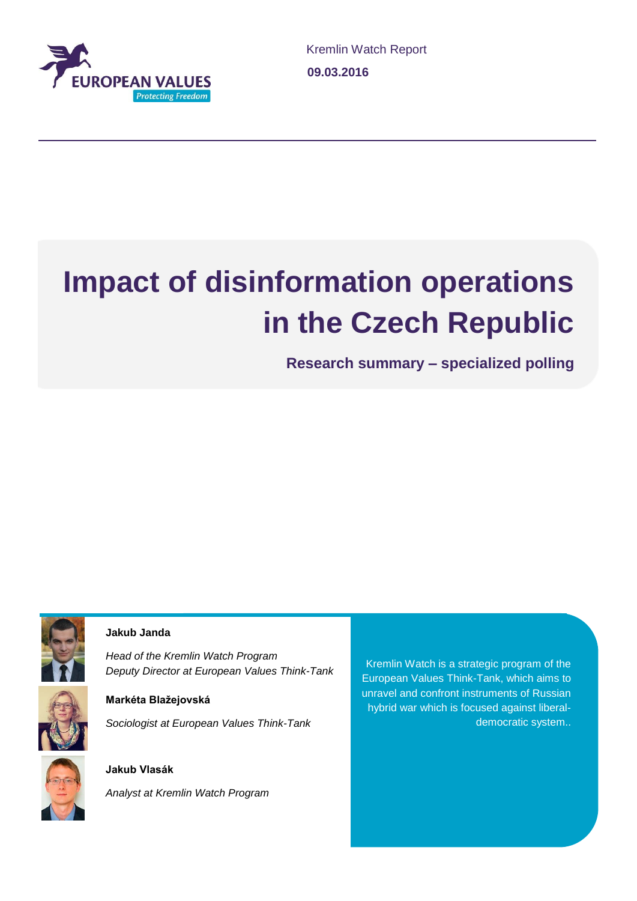EUROPEAN VALUES

Protecting Freedom

Kremlin Watch Report

**09.03.2016**

# Impact of disinformation operations in the Czech Republic

**Research summary – specialized polling**

**Jakub Janda**

*Head of the Kremlin Watch Program*
*Deputy Director at European Values Think-Tank*

**Markéta Blažejovská**

*Sociologist at European Values Think-Tank*

**Jakub Vlasák**

*Analyst at Kremlin Watch Program*

Kremlin Watch is a strategic program of the European Values Think-Tank, which aims to unravel and confront instruments of Russian hybrid war which is focused against liberal-democratic system..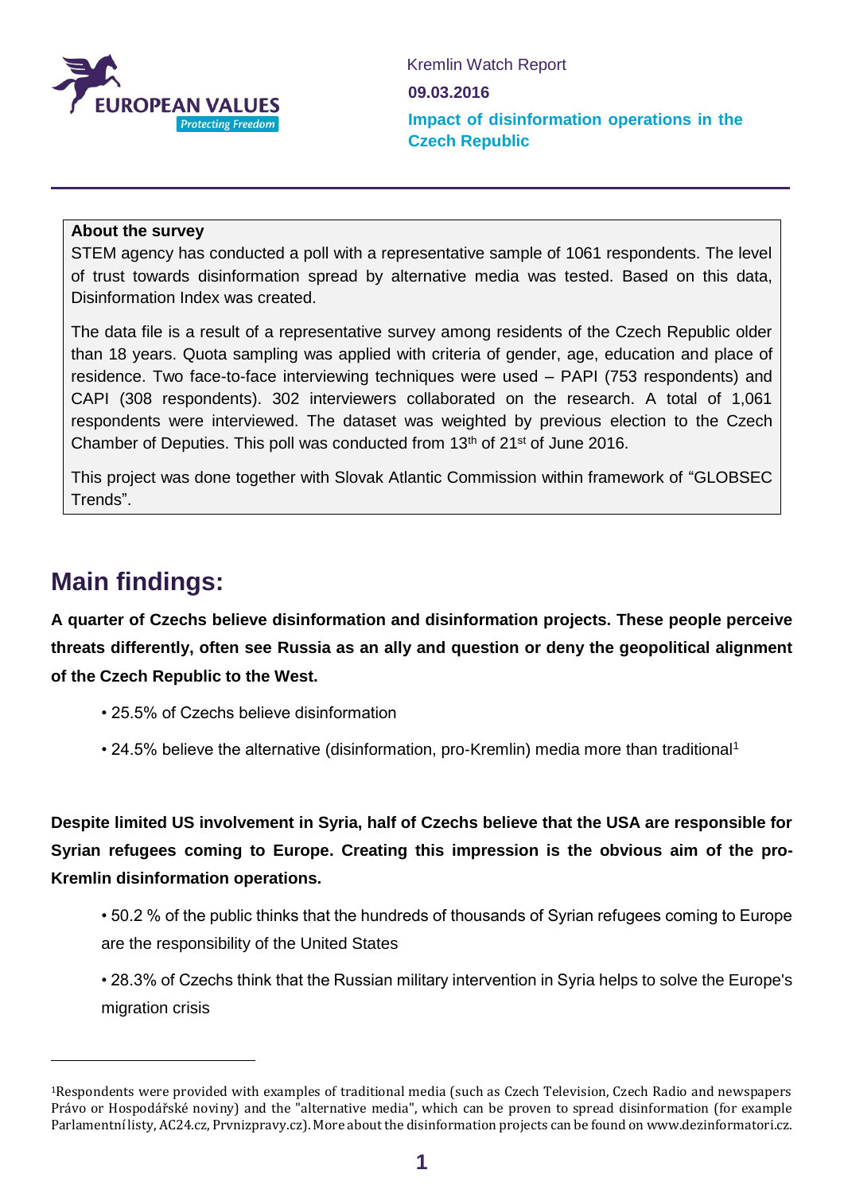Kremlin Watch Report

**09.03.2016**

**Impact of disinformation operations in the Czech Republic**

---

**About the survey**

STEM agency has conducted a poll with a representative sample of 1061 respondents. The level of trust towards disinformation spread by alternative media was tested. Based on this data, Disinformation Index was created.

The data file is a result of a representative survey among residents of the Czech Republic older than 18 years. Quota sampling was applied with criteria of gender, age, education and place of residence. Two face-to-face interviewing techniques were used – PAPI (753 respondents) and CAPI (308 respondents). 302 interviewers collaborated on the research. A total of 1,061 respondents were interviewed. The dataset was weighted by previous election to the Czech Chamber of Deputies. This poll was conducted from 13th of 21st of June 2016.

This project was done together with Slovak Atlantic Commission within framework of "GLOBSEC Trends".

# Main findings:

**A quarter of Czechs believe disinformation and disinformation projects. These people perceive threats differently, often see Russia as an ally and question or deny the geopolitical alignment of the Czech Republic to the West.**

- 25.5% of Czechs believe disinformation
- 24.5% believe the alternative (disinformation, pro-Kremlin) media more than traditional[1]

**Despite limited US involvement in Syria, half of Czechs believe that the USA are responsible for Syrian refugees coming to Europe. Creating this impression is the obvious aim of the pro-Kremlin disinformation operations.**

- 50.2 % of the public thinks that the hundreds of thousands of Syrian refugees coming to Europe are the responsibility of the United States
- 28.3% of Czechs think that the Russian military intervention in Syria helps to solve the Europe's migration crisis

---

[1] Respondents were provided with examples of traditional media (such as Czech Television, Czech Radio and newspapers Právo or Hospodářské noviny) and the "alternative media", which can be proven to spread disinformation (for example Parlamentnílisty, AC24.cz, Prvnizpravy.cz). More about the disinformation projects can be found on www.dezinformatori.cz.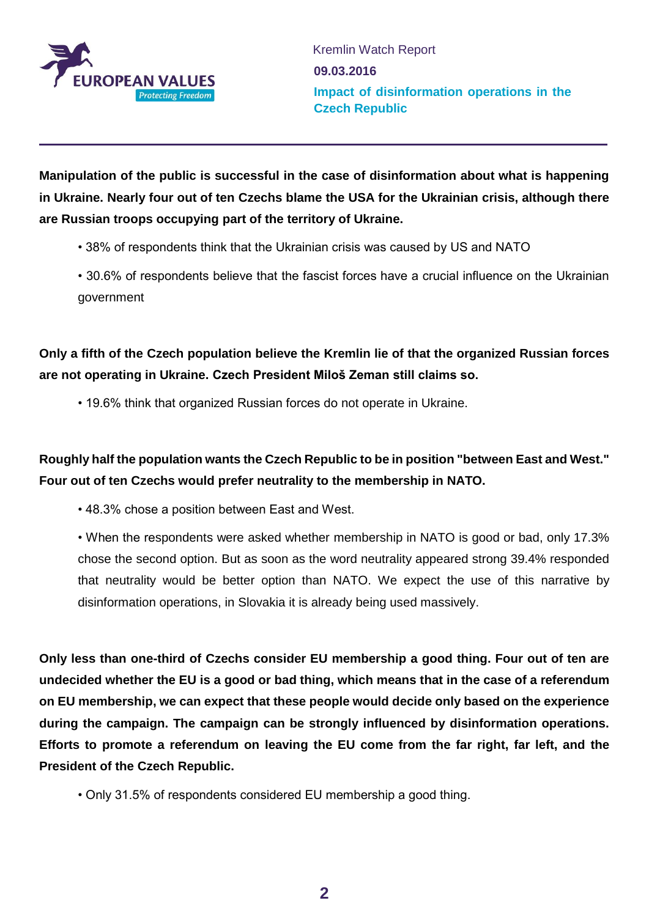**Manipulation of the public is successful in the case of disinformation about what is happening in Ukraine. Nearly four out of ten Czechs blame the USA for the Ukrainian crisis, although there are Russian troops occupying part of the territory of Ukraine.**

- 38% of respondents think that the Ukrainian crisis was caused by US and NATO
- 30.6% of respondents believe that the fascist forces have a crucial influence on the Ukrainian government

**Only a fifth of the Czech population believe the Kremlin lie of that the organized Russian forces are not operating in Ukraine. Czech President Miloš Zeman still claims so.**

- 19.6% think that organized Russian forces do not operate in Ukraine.

**Roughly half the population wants the Czech Republic to be in position "between East and West." Four out of ten Czechs would prefer neutrality to the membership in NATO.**

- 48.3% chose a position between East and West.
- When the respondents were asked whether membership in NATO is good or bad, only 17.3% chose the second option. But as soon as the word neutrality appeared strong 39.4% responded that neutrality would be better option than NATO. We expect the use of this narrative by disinformation operations, in Slovakia it is already being used massively.

**Only less than one-third of Czechs consider EU membership a good thing. Four out of ten are undecided whether the EU is a good or bad thing, which means that in the case of a referendum on EU membership, we can expect that these people would decide only based on the experience during the campaign. The campaign can be strongly influenced by disinformation operations. Efforts to promote a referendum on leaving the EU come from the far right, far left, and the President of the Czech Republic.**

- Only 31.5% of respondents considered EU membership a good thing.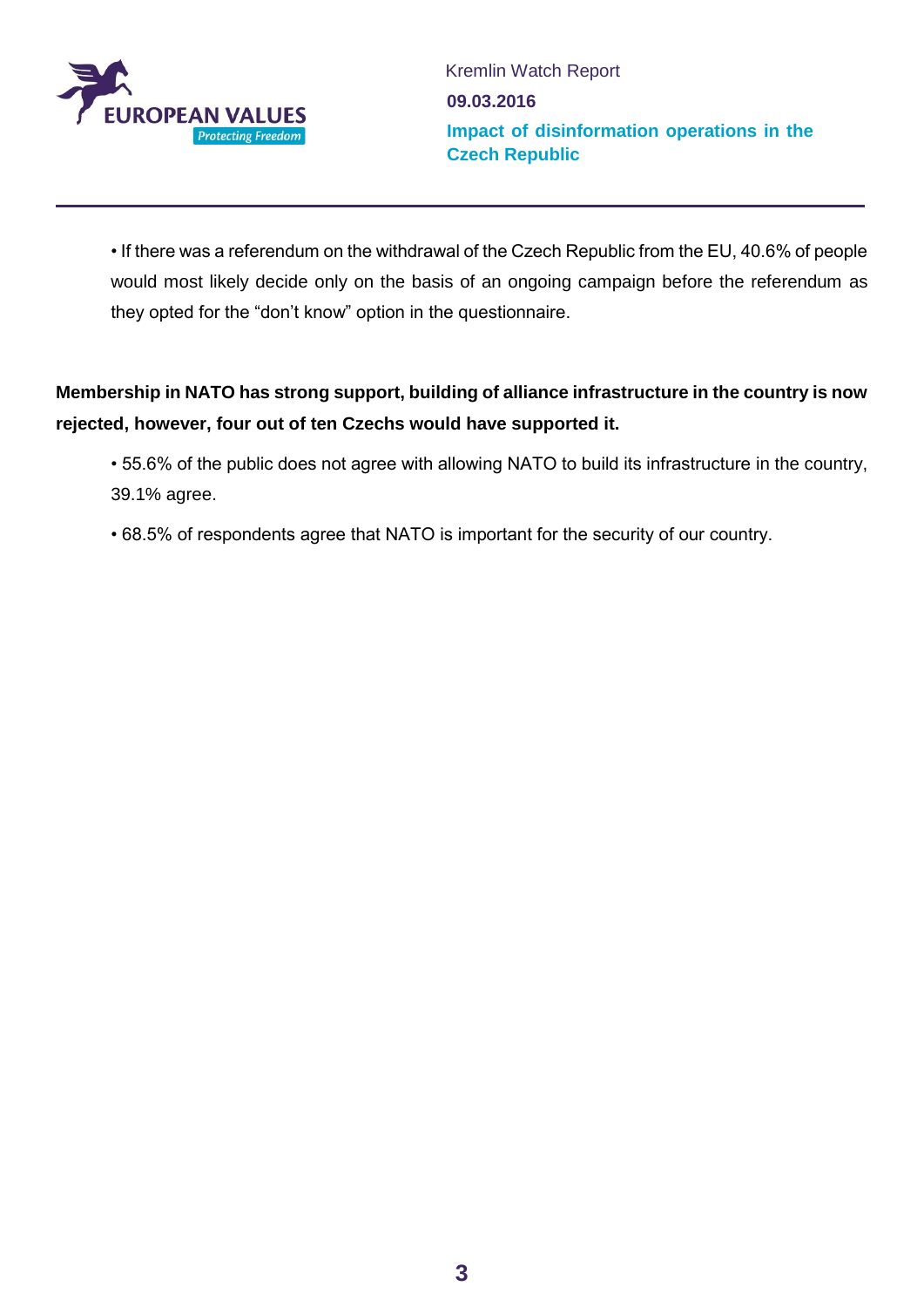- If there was a referendum on the withdrawal of the Czech Republic from the EU, 40.6% of people would most likely decide only on the basis of an ongoing campaign before the referendum as they opted for the “don’t know” option in the questionnaire.

**Membership in NATO has strong support, building of alliance infrastructure in the country is now rejected, however, four out of ten Czechs would have supported it.**

- 55.6% of the public does not agree with allowing NATO to build its infrastructure in the country, 39.1% agree.
- 68.5% of respondents agree that NATO is important for the security of our country.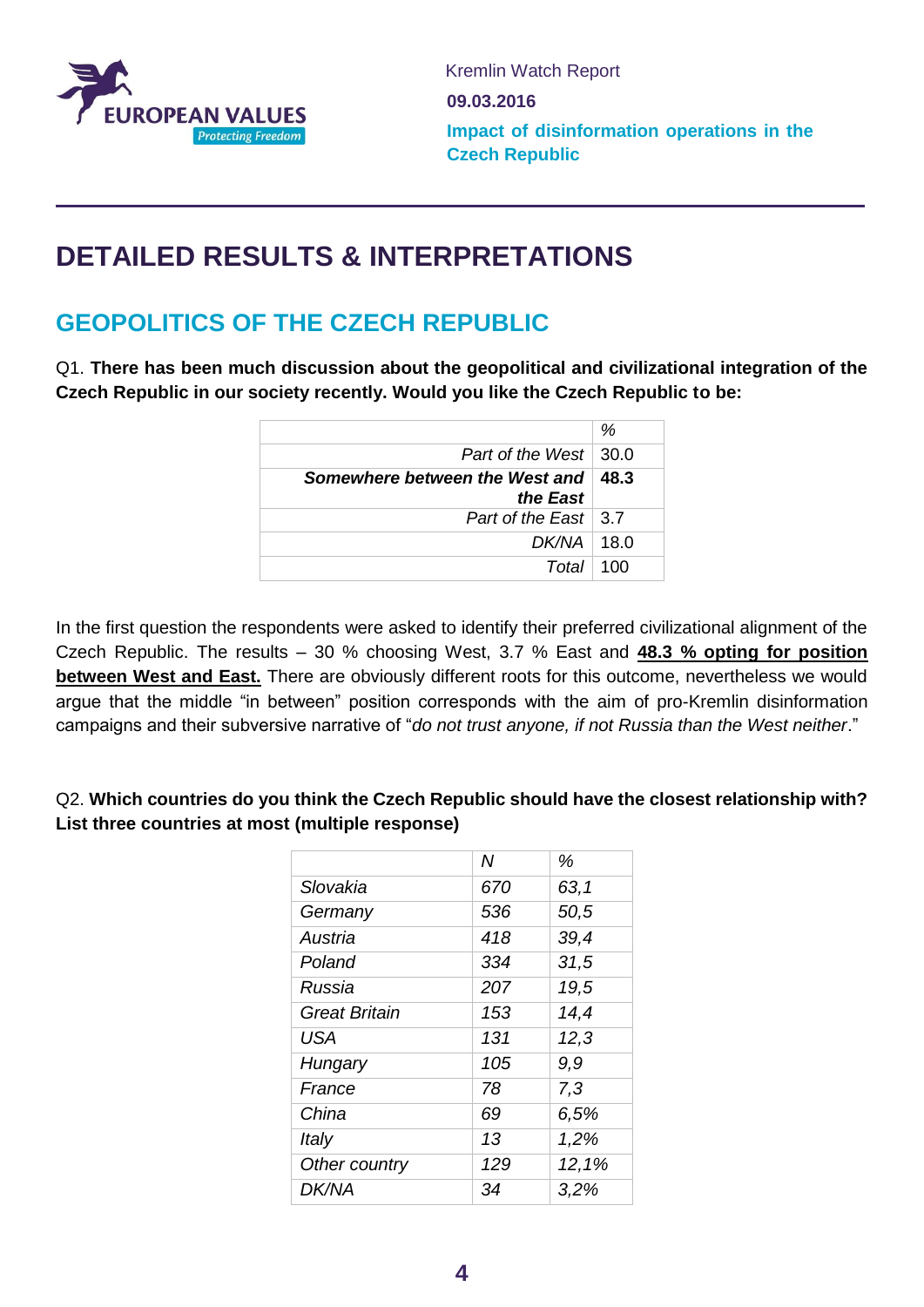# DETAILED RESULTS & INTERPRETATIONS

## GEOPOLITICS OF THE CZECH REPUBLIC

Q1. **There has been much discussion about the geopolitical and civilizational integration of the Czech Republic in our society recently. Would you like the Czech Republic to be:**

| | % |
|---|---|
| *Part of the West* | 30.0 |
| ***Somewhere between the West and the East*** | **48.3** |
| *Part of the East* | 3.7 |
| *DK/NA* | 18.0 |
| *Total* | 100 |

In the first question the respondents were asked to identify their preferred civilizational alignment of the Czech Republic. The results – 30 % choosing West, 3.7 % East and **48.3 % opting for position between West and East.** There are obviously different roots for this outcome, nevertheless we would argue that the middle "in between" position corresponds with the aim of pro-Kremlin disinformation campaigns and their subversive narrative of "*do not trust anyone, if not Russia than the West neither*."

Q2. **Which countries do you think the Czech Republic should have the closest relationship with? List three countries at most (multiple response)**

| | *N* | *%* |
|---|---|---|
| *Slovakia* | *670* | *63,1* |
| *Germany* | *536* | *50,5* |
| *Austria* | *418* | *39,4* |
| *Poland* | *334* | *31,5* |
| *Russia* | *207* | *19,5* |
| *Great Britain* | *153* | *14,4* |
| *USA* | *131* | *12,3* |
| *Hungary* | *105* | *9,9* |
| *France* | *78* | *7,3* |
| *China* | *69* | *6,5%* |
| *Italy* | *13* | *1,2%* |
| *Other country* | *129* | *12,1%* |
| *DK/NA* | *34* | *3,2%* |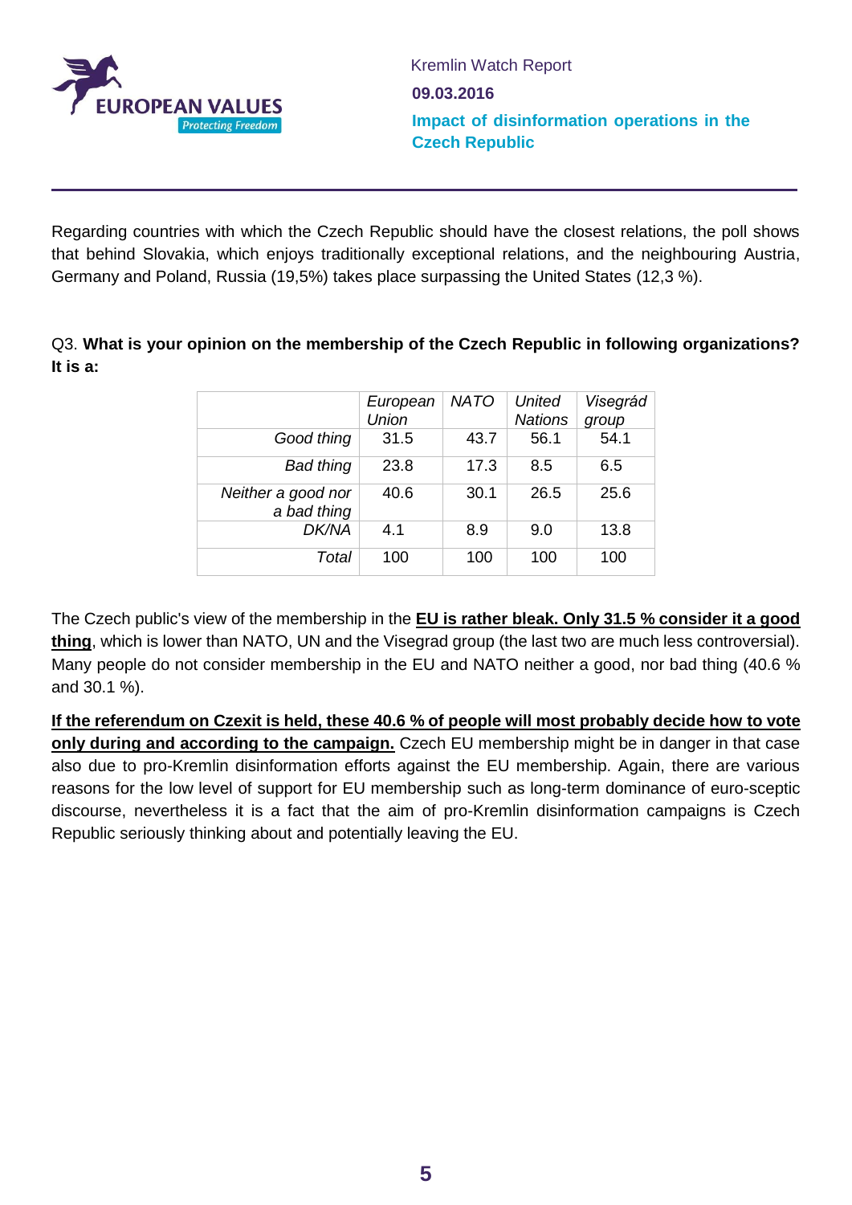Regarding countries with which the Czech Republic should have the closest relations, the poll shows that behind Slovakia, which enjoys traditionally exceptional relations, and the neighbouring Austria, Germany and Poland, Russia (19,5%) takes place surpassing the United States (12,3 %).

Q3. **What is your opinion on the membership of the Czech Republic in following organizations? It is a:**

| | *European Union* | *NATO* | *United Nations* | *Visegrád group* |
|---|---|---|---|---|
| *Good thing* | 31.5 | 43.7 | 56.1 | 54.1 |
| *Bad thing* | 23.8 | 17.3 | 8.5 | 6.5 |
| *Neither a good nor a bad thing* | 40.6 | 30.1 | 26.5 | 25.6 |
| *DK/NA* | 4.1 | 8.9 | 9.0 | 13.8 |
| *Total* | 100 | 100 | 100 | 100 |

The Czech public's view of the membership in the **EU is rather bleak. Only 31.5 % consider it a good thing**, which is lower than NATO, UN and the Visegrad group (the last two are much less controversial). Many people do not consider membership in the EU and NATO neither a good, nor bad thing (40.6 % and 30.1 %).

**If the referendum on Czexit is held, these 40.6 % of people will most probably decide how to vote only during and according to the campaign.** Czech EU membership might be in danger in that case also due to pro-Kremlin disinformation efforts against the EU membership. Again, there are various reasons for the low level of support for EU membership such as long-term dominance of euro-sceptic discourse, nevertheless it is a fact that the aim of pro-Kremlin disinformation campaigns is Czech Republic seriously thinking about and potentially leaving the EU.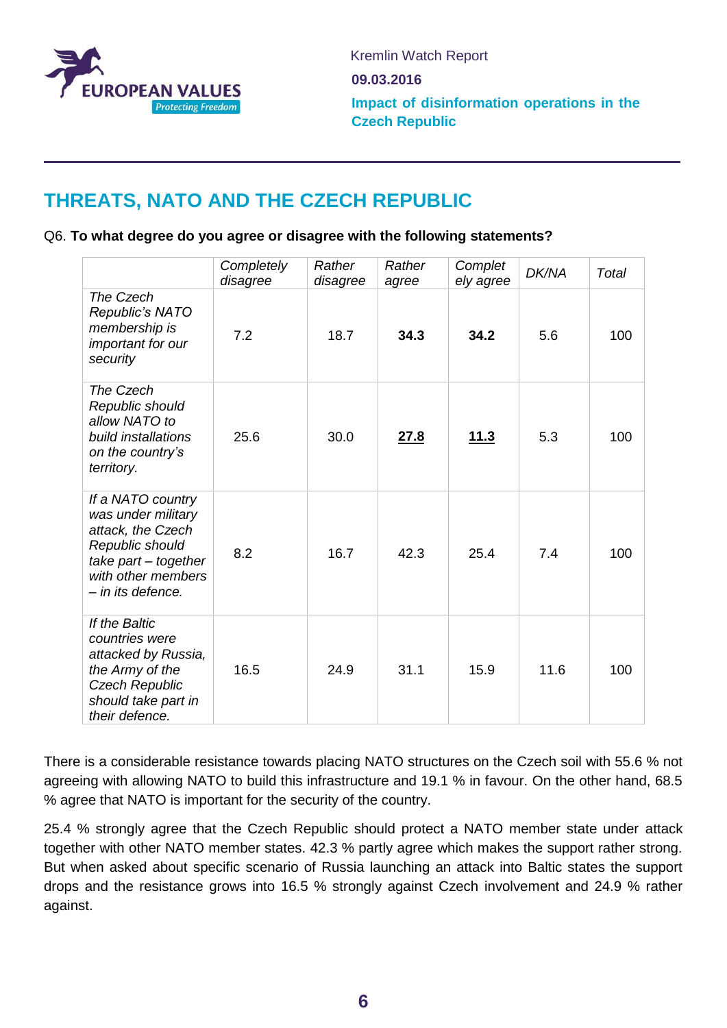## THREATS, NATO AND THE CZECH REPUBLIC

Q6. **To what degree do you agree or disagree with the following statements?**

| | *Completely disagree* | *Rather disagree* | *Rather agree* | *Completely agree* | *DK/NA* | *Total* |
|---|---|---|---|---|---|---|
| *The Czech Republic's NATO membership is important for our security* | 7.2 | 18.7 | **34.3** | **34.2** | 5.6 | 100 |
| *The Czech Republic should allow NATO to build installations on the country's territory.* | 25.6 | 30.0 | **27.8** | **11.3** | 5.3 | 100 |
| *If a NATO country was under military attack, the Czech Republic should take part – together with other members – in its defence.* | 8.2 | 16.7 | 42.3 | 25.4 | 7.4 | 100 |
| *If the Baltic countries were attacked by Russia, the Army of the Czech Republic should take part in their defence.* | 16.5 | 24.9 | 31.1 | 15.9 | 11.6 | 100 |

There is a considerable resistance towards placing NATO structures on the Czech soil with 55.6 % not agreeing with allowing NATO to build this infrastructure and 19.1 % in favour. On the other hand, 68.5 % agree that NATO is important for the security of the country.

25.4 % strongly agree that the Czech Republic should protect a NATO member state under attack together with other NATO member states. 42.3 % partly agree which makes the support rather strong. But when asked about specific scenario of Russia launching an attack into Baltic states the support drops and the resistance grows into 16.5 % strongly against Czech involvement and 24.9 % rather against.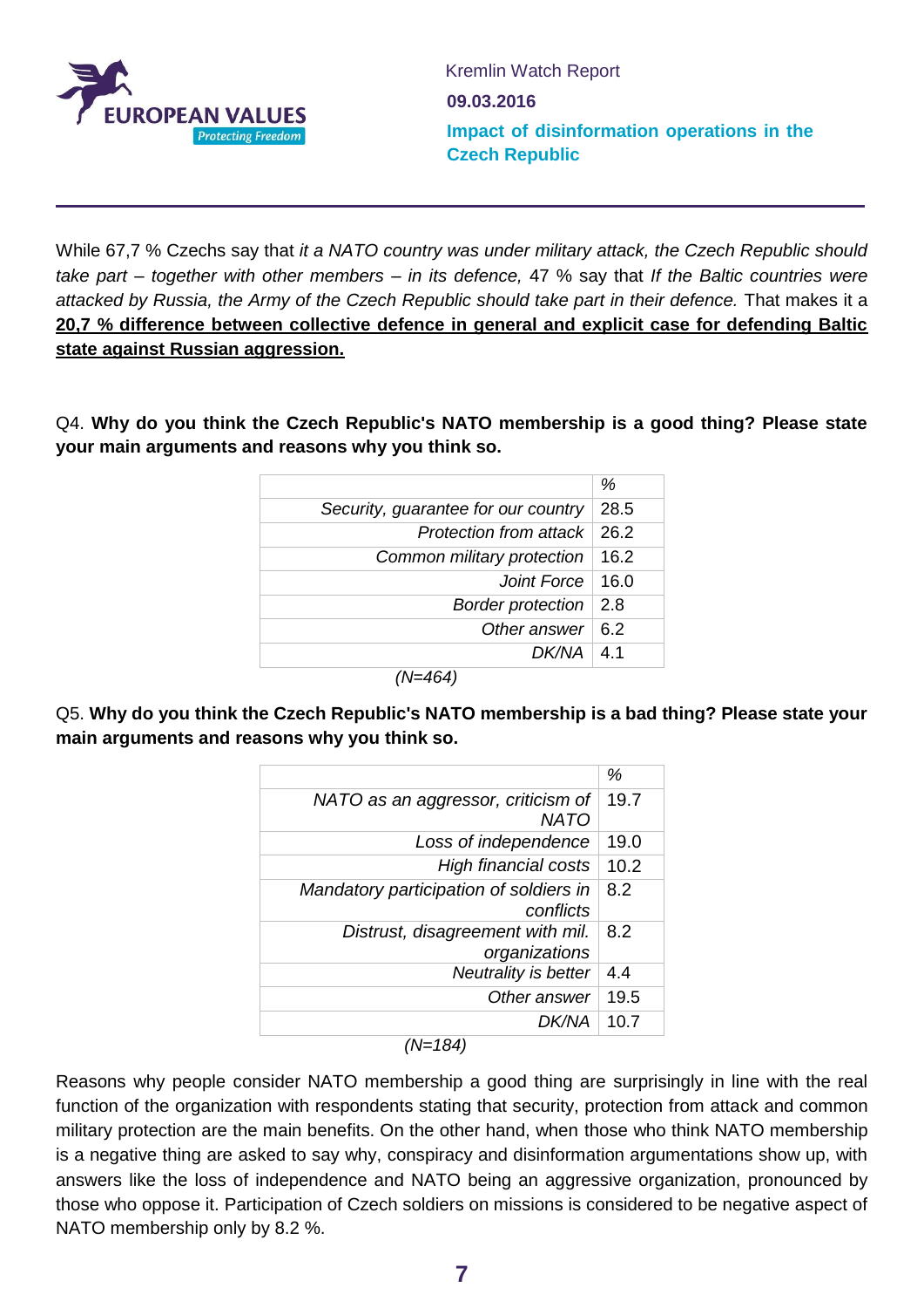While 67,7 % Czechs say that *it a NATO country was under military attack, the Czech Republic should take part – together with other members – in its defence,* 47 % say that *If the Baltic countries were attacked by Russia, the Army of the Czech Republic should take part in their defence.* That makes it a **20,7 % difference between collective defence in general and explicit case for defending Baltic state against Russian aggression.**

Q4. **Why do you think the Czech Republic's NATO membership is a good thing? Please state your main arguments and reasons why you think so.**

| | % |
|---|---|
| *Security, guarantee for our country* | 28.5 |
| *Protection from attack* | 26.2 |
| *Common military protection* | 16.2 |
| *Joint Force* | 16.0 |
| *Border protection* | 2.8 |
| *Other answer* | 6.2 |
| *DK/NA* | 4.1 |

*(N=464)*

Q5. **Why do you think the Czech Republic's NATO membership is a bad thing? Please state your main arguments and reasons why you think so.**

| | % |
|---|---|
| *NATO as an aggressor, criticism of NATO* | 19.7 |
| *Loss of independence* | 19.0 |
| *High financial costs* | 10.2 |
| *Mandatory participation of soldiers in conflicts* | 8.2 |
| *Distrust, disagreement with mil. organizations* | 8.2 |
| *Neutrality is better* | 4.4 |
| *Other answer* | 19.5 |
| *DK/NA* | 10.7 |

*(N=184)*

Reasons why people consider NATO membership a good thing are surprisingly in line with the real function of the organization with respondents stating that security, protection from attack and common military protection are the main benefits. On the other hand, when those who think NATO membership is a negative thing are asked to say why, conspiracy and disinformation argumentations show up, with answers like the loss of independence and NATO being an aggressive organization, pronounced by those who oppose it. Participation of Czech soldiers on missions is considered to be negative aspect of NATO membership only by 8.2 %.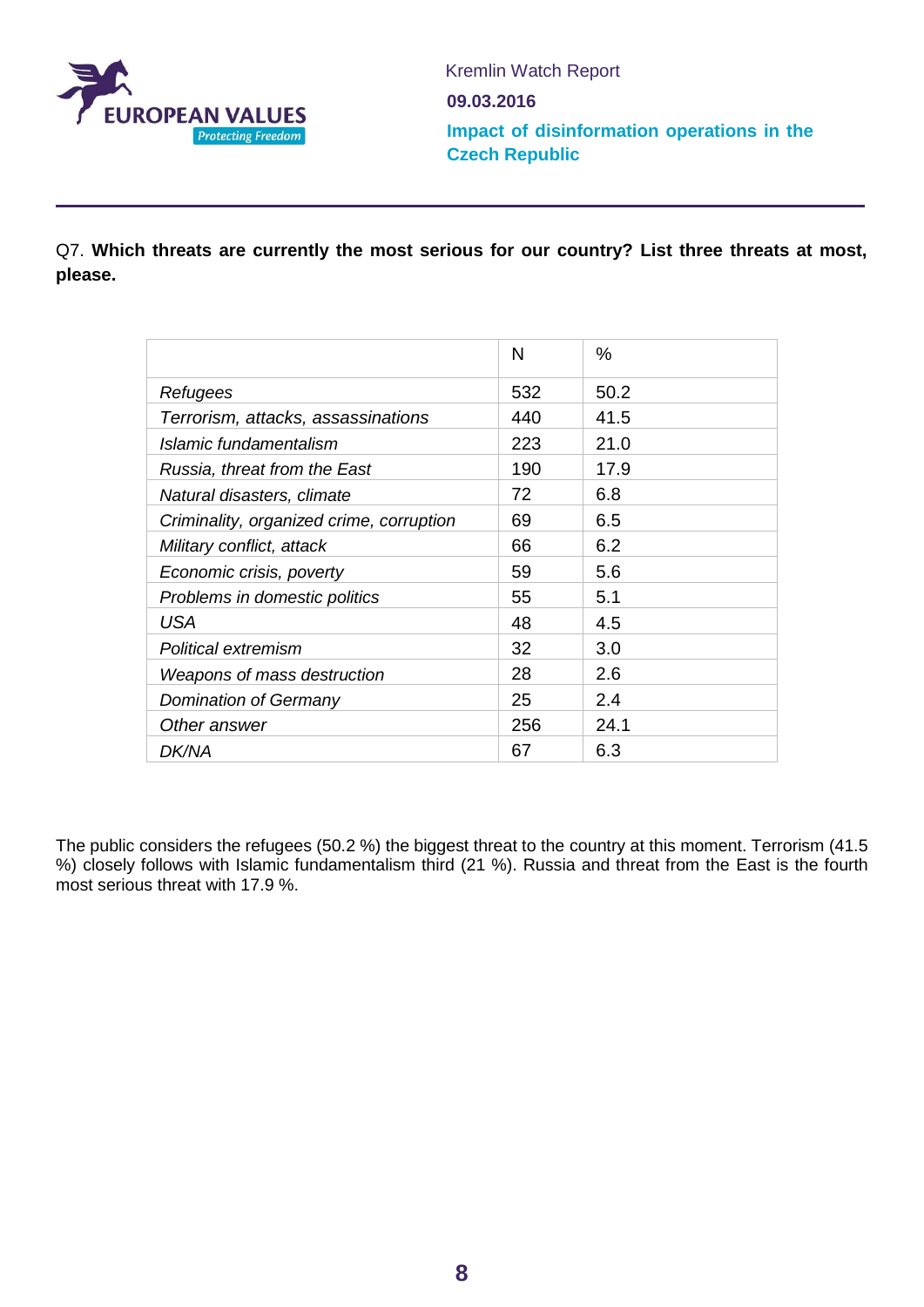Q7. **Which threats are currently the most serious for our country? List three threats at most, please.**

| | N | % |
|---|---|---|
| *Refugees* | 532 | 50.2 |
| *Terrorism, attacks, assassinations* | 440 | 41.5 |
| *Islamic fundamentalism* | 223 | 21.0 |
| *Russia, threat from the East* | 190 | 17.9 |
| *Natural disasters, climate* | 72 | 6.8 |
| *Criminality, organized crime, corruption* | 69 | 6.5 |
| *Military conflict, attack* | 66 | 6.2 |
| *Economic crisis, poverty* | 59 | 5.6 |
| *Problems in domestic politics* | 55 | 5.1 |
| *USA* | 48 | 4.5 |
| *Political extremism* | 32 | 3.0 |
| *Weapons of mass destruction* | 28 | 2.6 |
| *Domination of Germany* | 25 | 2.4 |
| *Other answer* | 256 | 24.1 |
| *DK/NA* | 67 | 6.3 |

The public considers the refugees (50.2 %) the biggest threat to the country at this moment. Terrorism (41.5 %) closely follows with Islamic fundamentalism third (21 %). Russia and threat from the East is the fourth most serious threat with 17.9 %.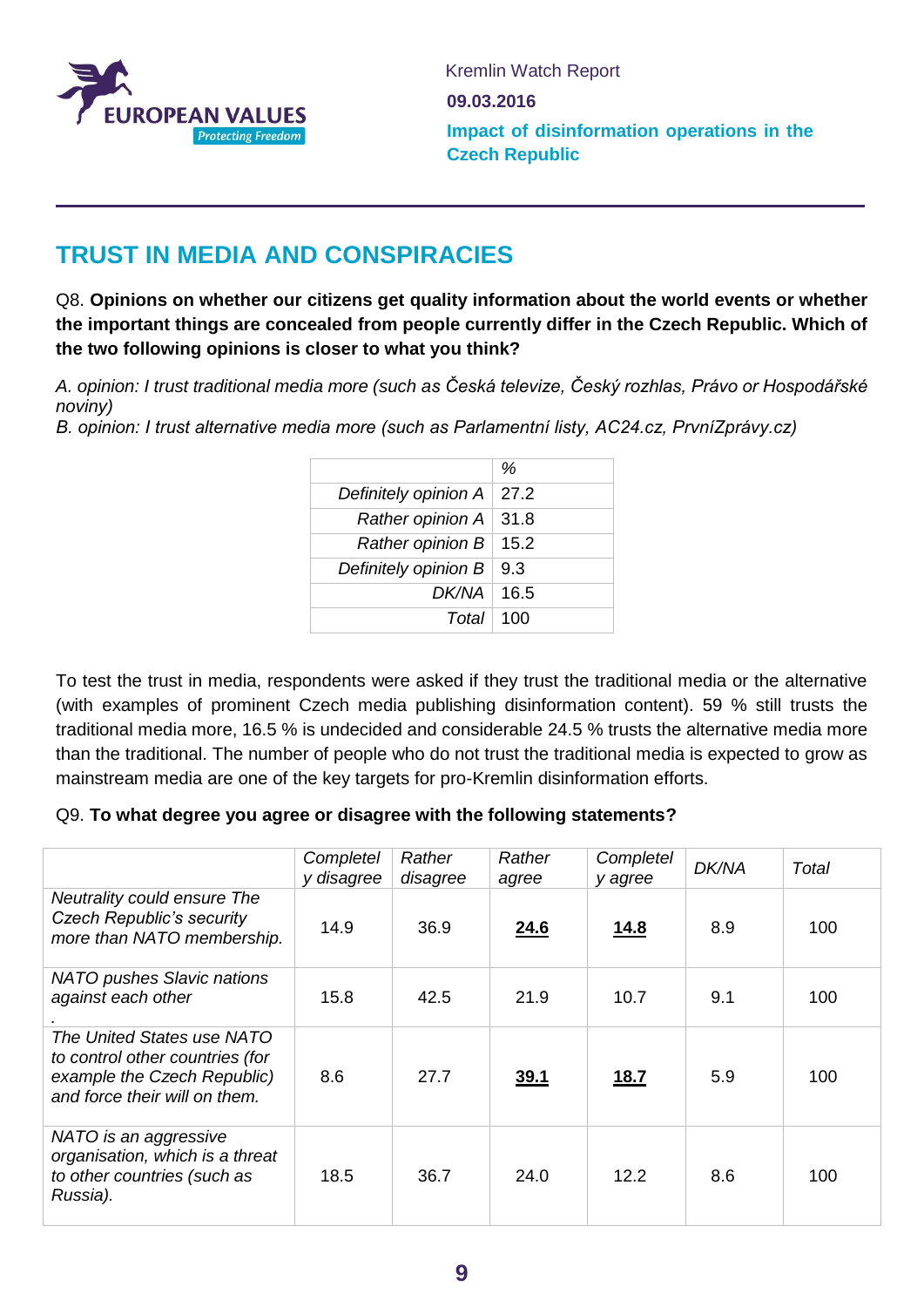## TRUST IN MEDIA AND CONSPIRACIES

Q8. **Opinions on whether our citizens get quality information about the world events or whether the important things are concealed from people currently differ in the Czech Republic. Which of the two following opinions is closer to what you think?**

*A. opinion: I trust traditional media more (such as Česká televize, Český rozhlas, Právo or Hospodářské noviny)*
*B. opinion: I trust alternative media more (such as Parlamentní listy, AC24.cz, PrvníZprávy.cz)*

| | *%* |
|---|---|
| *Definitely opinion A* | 27.2 |
| *Rather opinion A* | 31.8 |
| *Rather opinion B* | 15.2 |
| *Definitely opinion B* | 9.3 |
| *DK/NA* | 16.5 |
| *Total* | 100 |

To test the trust in media, respondents were asked if they trust the traditional media or the alternative (with examples of prominent Czech media publishing disinformation content). 59 % still trusts the traditional media more, 16.5 % is undecided and considerable 24.5 % trusts the alternative media more than the traditional. The number of people who do not trust the traditional media is expected to grow as mainstream media are one of the key targets for pro-Kremlin disinformation efforts.

Q9. **To what degree you agree or disagree with the following statements?**

| | *Completely disagree* | *Rather disagree* | *Rather agree* | *Completely agree* | *DK/NA* | *Total* |
|---|---|---|---|---|---|---|
| *Neutrality could ensure The Czech Republic's security more than NATO membership.* | 14.9 | 36.9 | **24.6** | **14.8** | 8.9 | 100 |
| *NATO pushes Slavic nations against each other* | 15.8 | 42.5 | 21.9 | 10.7 | 9.1 | 100 |
| *The United States use NATO to control other countries (for example the Czech Republic) and force their will on them.* | 8.6 | 27.7 | **39.1** | **18.7** | 5.9 | 100 |
| *NATO is an aggressive organisation, which is a threat to other countries (such as Russia).* | 18.5 | 36.7 | 24.0 | 12.2 | 8.6 | 100 |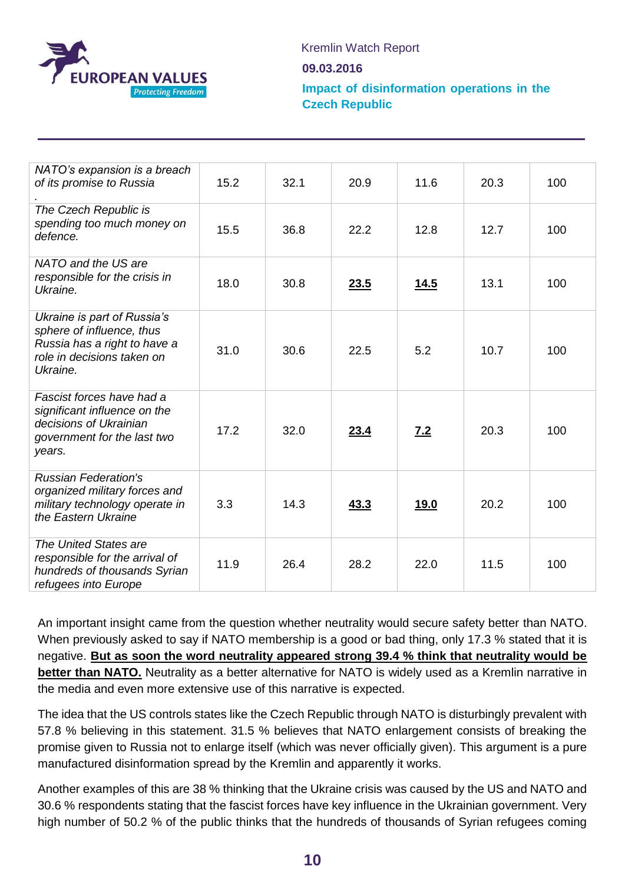| | | | | | | |
|---|---|---|---|---|---|---|
| *NATO's expansion is a breach of its promise to Russia* . | 15.2 | 32.1 | 20.9 | 11.6 | 20.3 | 100 |
| *The Czech Republic is spending too much money on defence.* | 15.5 | 36.8 | 22.2 | 12.8 | 12.7 | 100 |
| *NATO and the US are responsible for the crisis in Ukraine.* | 18.0 | 30.8 | **23.5** | **14.5** | 13.1 | 100 |
| *Ukraine is part of Russia's sphere of influence, thus Russia has a right to have a role in decisions taken on Ukraine.* | 31.0 | 30.6 | 22.5 | 5.2 | 10.7 | 100 |
| *Fascist forces have had a significant influence on the decisions of Ukrainian government for the last two years.* | 17.2 | 32.0 | **23.4** | **7.2** | 20.3 | 100 |
| *Russian Federation's organized military forces and military technology operate in the Eastern Ukraine* | 3.3 | 14.3 | **43.3** | **19.0** | 20.2 | 100 |
| *The United States are responsible for the arrival of hundreds of thousands Syrian refugees into Europe* | 11.9 | 26.4 | 28.2 | 22.0 | 11.5 | 100 |

An important insight came from the question whether neutrality would secure safety better than NATO. When previously asked to say if NATO membership is a good or bad thing, only 17.3 % stated that it is negative. **But as soon the word neutrality appeared strong 39.4 % think that neutrality would be better than NATO.** Neutrality as a better alternative for NATO is widely used as a Kremlin narrative in the media and even more extensive use of this narrative is expected.

The idea that the US controls states like the Czech Republic through NATO is disturbingly prevalent with 57.8 % believing in this statement. 31.5 % believes that NATO enlargement consists of breaking the promise given to Russia not to enlarge itself (which was never officially given). This argument is a pure manufactured disinformation spread by the Kremlin and apparently it works.

Another examples of this are 38 % thinking that the Ukraine crisis was caused by the US and NATO and 30.6 % respondents stating that the fascist forces have key influence in the Ukrainian government. Very high number of 50.2 % of the public thinks that the hundreds of thousands of Syrian refugees coming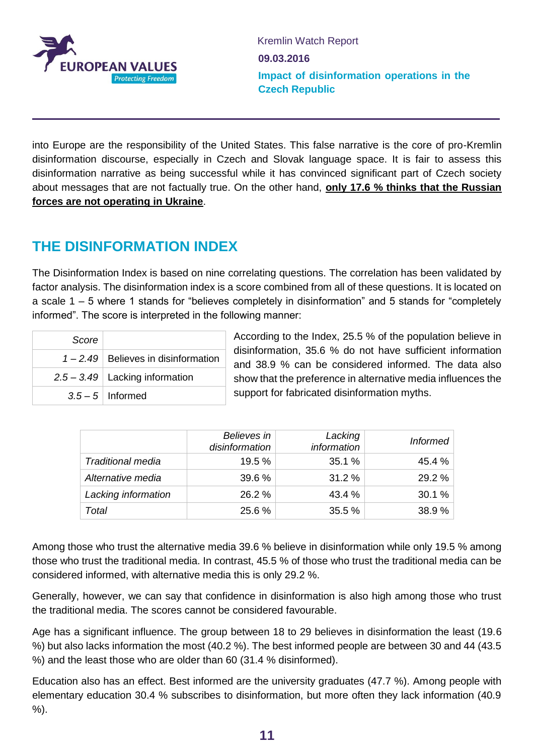into Europe are the responsibility of the United States. This false narrative is the core of pro-Kremlin disinformation discourse, especially in Czech and Slovak language space. It is fair to assess this disinformation narrative as being successful while it has convinced significant part of Czech society about messages that are not factually true. On the other hand, **only 17.6 % thinks that the Russian forces are not operating in Ukraine**.

## THE DISINFORMATION INDEX

The Disinformation Index is based on nine correlating questions. The correlation has been validated by factor analysis. The disinformation index is a score combined from all of these questions. It is located on a scale 1 – 5 where 1 stands for "believes completely in disinformation" and 5 stands for "completely informed". The score is interpreted in the following manner:

| *Score* | |
|---:|---|
| *1 – 2.49* | Believes in disinformation |
| *2.5 – 3.49* | Lacking information |
| *3.5 – 5* | Informed |

According to the Index, 25.5 % of the population believe in disinformation, 35.6 % do not have sufficient information and 38.9 % can be considered informed. The data also show that the preference in alternative media influences the support for fabricated disinformation myths.

| | *Believes in disinformation* | *Lacking information* | *Informed* |
|---|---:|---:|---:|
| *Traditional media* | 19.5 % | 35.1 % | 45.4 % |
| *Alternative media* | 39.6 % | 31.2 % | 29.2 % |
| *Lacking information* | 26.2 % | 43.4 % | 30.1 % |
| *Total* | 25.6 % | 35.5 % | 38.9 % |

Among those who trust the alternative media 39.6 % believe in disinformation while only 19.5 % among those who trust the traditional media. In contrast, 45.5 % of those who trust the traditional media can be considered informed, with alternative media this is only 29.2 %.

Generally, however, we can say that confidence in disinformation is also high among those who trust the traditional media. The scores cannot be considered favourable.

Age has a significant influence. The group between 18 to 29 believes in disinformation the least (19.6 %) but also lacks information the most (40.2 %). The best informed people are between 30 and 44 (43.5 %) and the least those who are older than 60 (31.4 % disinformed).

Education also has an effect. Best informed are the university graduates (47.7 %). Among people with elementary education 30.4 % subscribes to disinformation, but more often they lack information (40.9 %).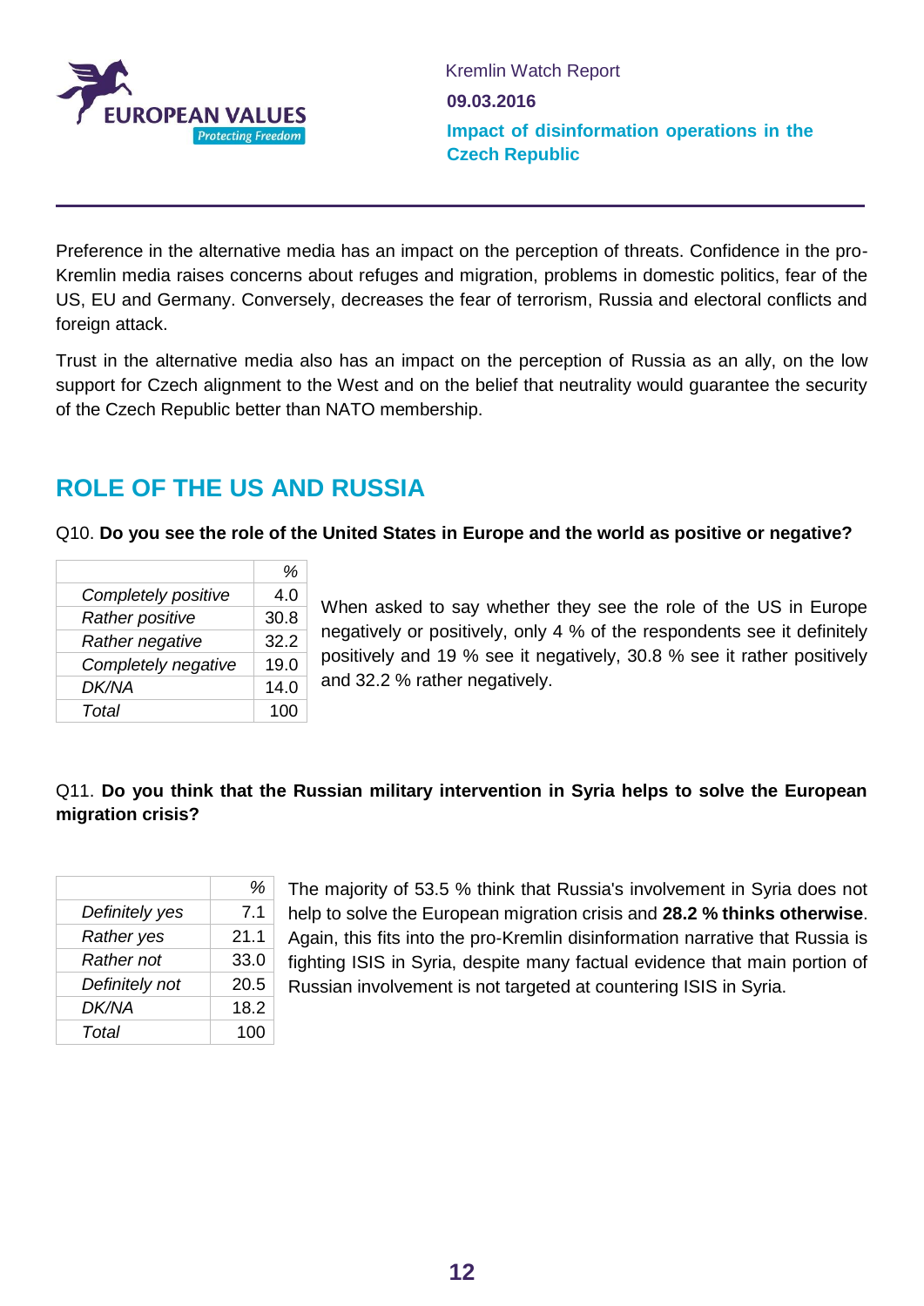Preference in the alternative media has an impact on the perception of threats. Confidence in the pro-Kremlin media raises concerns about refuges and migration, problems in domestic politics, fear of the US, EU and Germany. Conversely, decreases the fear of terrorism, Russia and electoral conflicts and foreign attack.

Trust in the alternative media also has an impact on the perception of Russia as an ally, on the low support for Czech alignment to the West and on the belief that neutrality would guarantee the security of the Czech Republic better than NATO membership.

## ROLE OF THE US AND RUSSIA

Q10. **Do you see the role of the United States in Europe and the world as positive or negative?**

| | *%* |
|---|---|
| *Completely positive* | 4.0 |
| *Rather positive* | 30.8 |
| *Rather negative* | 32.2 |
| *Completely negative* | 19.0 |
| *DK/NA* | 14.0 |
| *Total* | 100 |

When asked to say whether they see the role of the US in Europe negatively or positively, only 4 % of the respondents see it definitely positively and 19 % see it negatively, 30.8 % see it rather positively and 32.2 % rather negatively.

Q11. **Do you think that the Russian military intervention in Syria helps to solve the European migration crisis?**

| | *%* |
|---|---|
| *Definitely yes* | 7.1 |
| *Rather yes* | 21.1 |
| *Rather not* | 33.0 |
| *Definitely not* | 20.5 |
| *DK/NA* | 18.2 |
| *Total* | 100 |

The majority of 53.5 % think that Russia's involvement in Syria does not help to solve the European migration crisis and **28.2 % thinks otherwise**. Again, this fits into the pro-Kremlin disinformation narrative that Russia is fighting ISIS in Syria, despite many factual evidence that main portion of Russian involvement is not targeted at countering ISIS in Syria.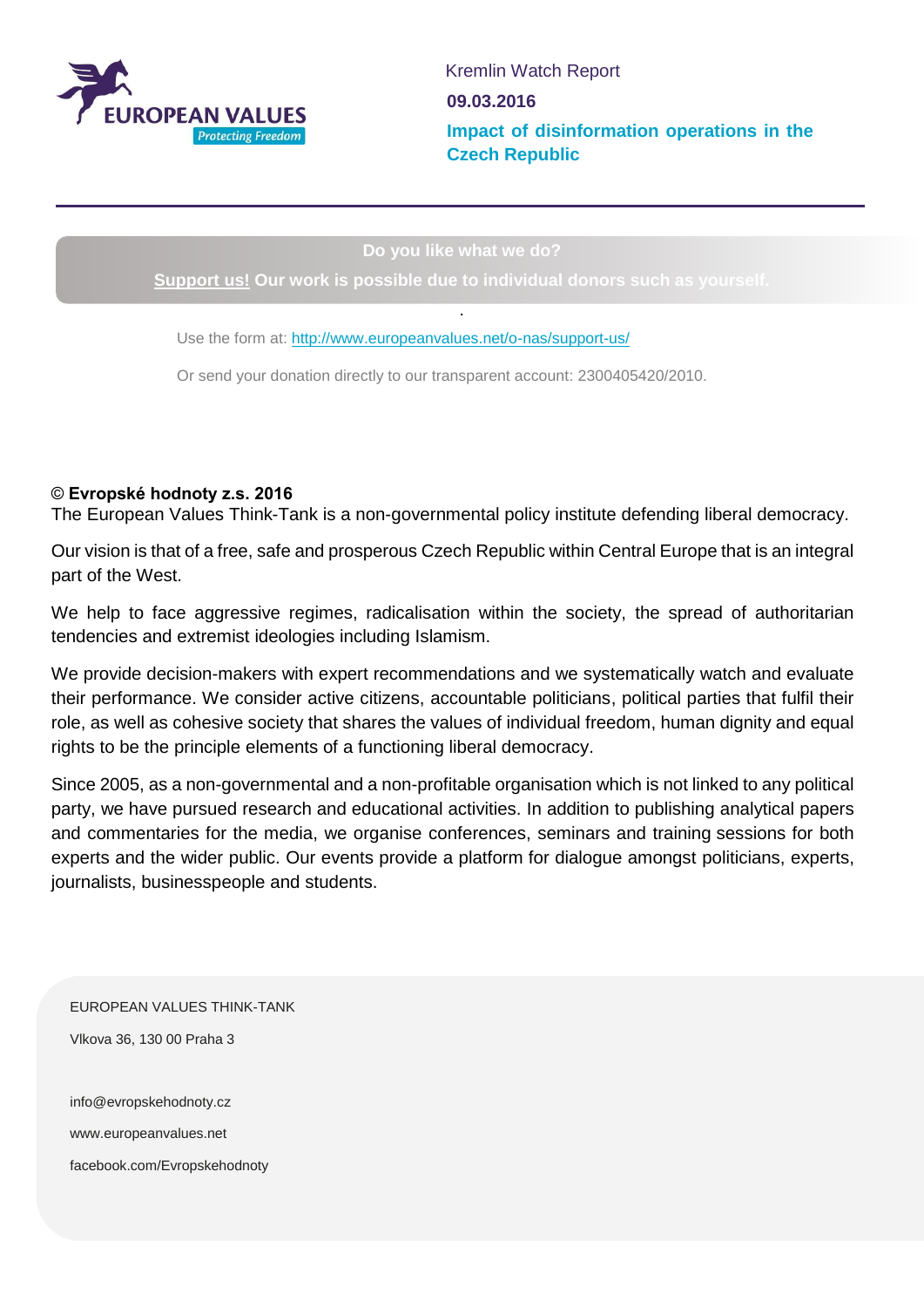EUROPEAN VALUES
Protecting Freedom

Kremlin Watch Report

**09.03.2016**

**Impact of disinformation operations in the Czech Republic**

---

**Do you like what we do?**

**Support us! Our work is possible due to individual donors such as yourself.**

Use the form at: http://www.europeanvalues.net/o-nas/support-us/

Or send your donation directly to our transparent account: 2300405420/2010.

**© Evropské hodnoty z.s. 2016**

The European Values Think-Tank is a non-governmental policy institute defending liberal democracy.

Our vision is that of a free, safe and prosperous Czech Republic within Central Europe that is an integral part of the West.

We help to face aggressive regimes, radicalisation within the society, the spread of authoritarian tendencies and extremist ideologies including Islamism.

We provide decision-makers with expert recommendations and we systematically watch and evaluate their performance. We consider active citizens, accountable politicians, political parties that fulfil their role, as well as cohesive society that shares the values of individual freedom, human dignity and equal rights to be the principle elements of a functioning liberal democracy.

Since 2005, as a non-governmental and a non-profitable organisation which is not linked to any political party, we have pursued research and educational activities. In addition to publishing analytical papers and commentaries for the media, we organise conferences, seminars and training sessions for both experts and the wider public. Our events provide a platform for dialogue amongst politicians, experts, journalists, businesspeople and students.

EUROPEAN VALUES THINK-TANK

Vlkova 36, 130 00 Praha 3

info@evropskehodnoty.cz

www.europeanvalues.net

facebook.com/Evropskehodnoty